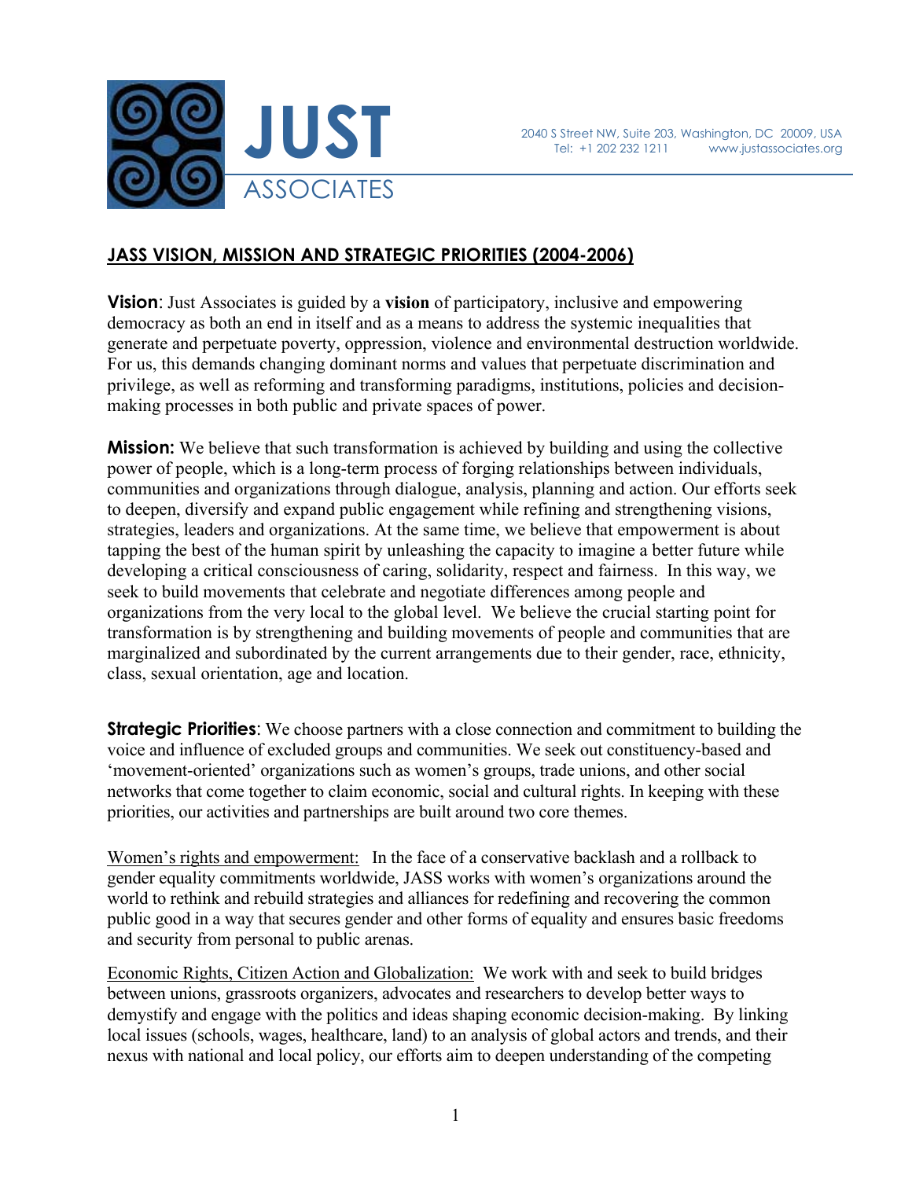**JUST ASSOCIATES**

2040 S Street NW, Suite 203, Washington, DC 20009, USA
Tel: +1 202 232 1211 www.justassociates.org

# JASS VISION, MISSION AND STRATEGIC PRIORITIES (2004-2006)

**Vision**: Just Associates is guided by a **vision** of participatory, inclusive and empowering democracy as both an end in itself and as a means to address the systemic inequalities that generate and perpetuate poverty, oppression, violence and environmental destruction worldwide. For us, this demands changing dominant norms and values that perpetuate discrimination and privilege, as well as reforming and transforming paradigms, institutions, policies and decision-making processes in both public and private spaces of power.

**Mission:** We believe that such transformation is achieved by building and using the collective power of people, which is a long-term process of forging relationships between individuals, communities and organizations through dialogue, analysis, planning and action. Our efforts seek to deepen, diversify and expand public engagement while refining and strengthening visions, strategies, leaders and organizations. At the same time, we believe that empowerment is about tapping the best of the human spirit by unleashing the capacity to imagine a better future while developing a critical consciousness of caring, solidarity, respect and fairness. In this way, we seek to build movements that celebrate and negotiate differences among people and organizations from the very local to the global level. We believe the crucial starting point for transformation is by strengthening and building movements of people and communities that are marginalized and subordinated by the current arrangements due to their gender, race, ethnicity, class, sexual orientation, age and location.

**Strategic Priorities**: We choose partners with a close connection and commitment to building the voice and influence of excluded groups and communities. We seek out constituency-based and 'movement-oriented' organizations such as women's groups, trade unions, and other social networks that come together to claim economic, social and cultural rights. In keeping with these priorities, our activities and partnerships are built around two core themes.

<u>Women's rights and empowerment:</u> In the face of a conservative backlash and a rollback to gender equality commitments worldwide, JASS works with women's organizations around the world to rethink and rebuild strategies and alliances for redefining and recovering the common public good in a way that secures gender and other forms of equality and ensures basic freedoms and security from personal to public arenas.

<u>Economic Rights, Citizen Action and Globalization:</u> We work with and seek to build bridges between unions, grassroots organizers, advocates and researchers to develop better ways to demystify and engage with the politics and ideas shaping economic decision-making. By linking local issues (schools, wages, healthcare, land) to an analysis of global actors and trends, and their nexus with national and local policy, our efforts aim to deepen understanding of the competing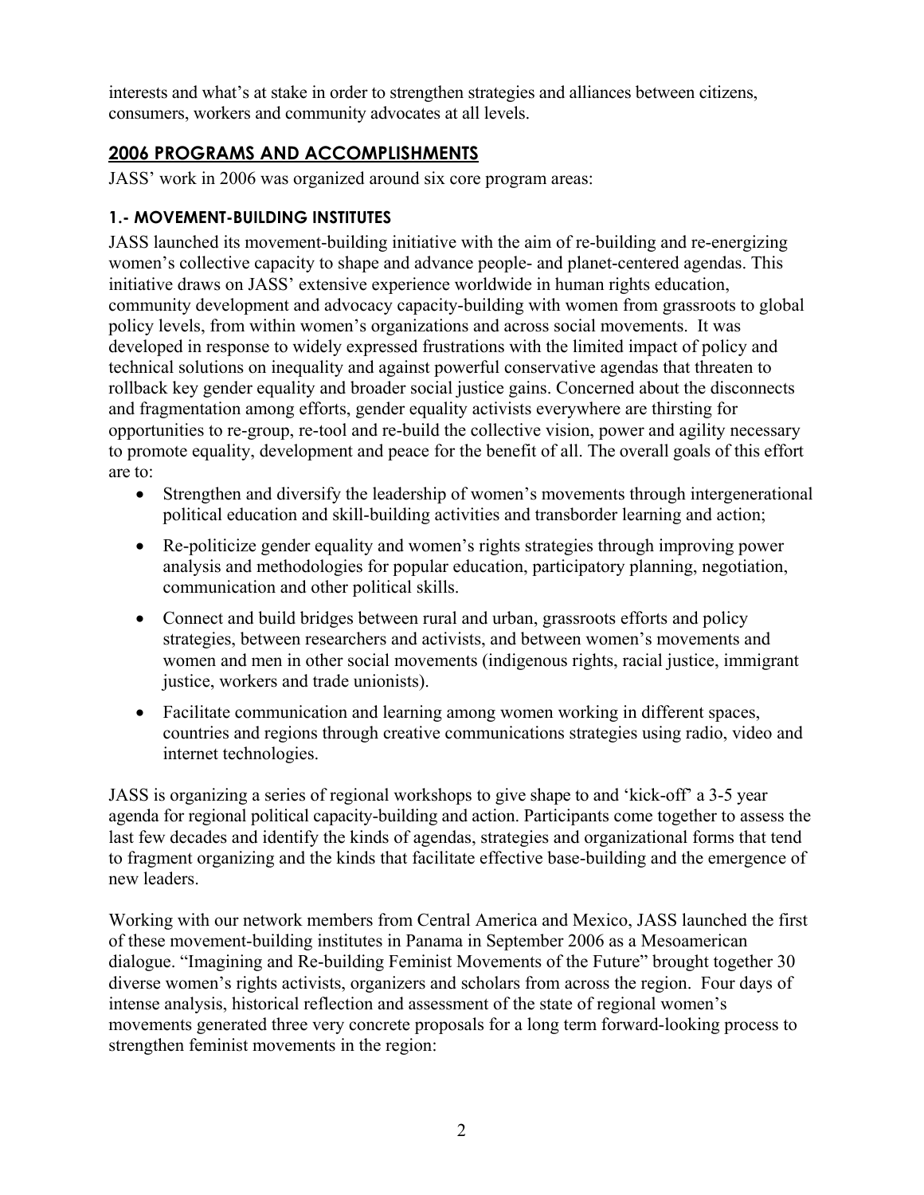interests and what's at stake in order to strengthen strategies and alliances between citizens, consumers, workers and community advocates at all levels.

## 2006 PROGRAMS AND ACCOMPLISHMENTS

JASS' work in 2006 was organized around six core program areas:

### 1.- MOVEMENT-BUILDING INSTITUTES

JASS launched its movement-building initiative with the aim of re-building and re-energizing women's collective capacity to shape and advance people- and planet-centered agendas. This initiative draws on JASS' extensive experience worldwide in human rights education, community development and advocacy capacity-building with women from grassroots to global policy levels, from within women's organizations and across social movements. It was developed in response to widely expressed frustrations with the limited impact of policy and technical solutions on inequality and against powerful conservative agendas that threaten to rollback key gender equality and broader social justice gains. Concerned about the disconnects and fragmentation among efforts, gender equality activists everywhere are thirsting for opportunities to re-group, re-tool and re-build the collective vision, power and agility necessary to promote equality, development and peace for the benefit of all. The overall goals of this effort are to:

- Strengthen and diversify the leadership of women's movements through intergenerational political education and skill-building activities and transborder learning and action;
- Re-politicize gender equality and women's rights strategies through improving power analysis and methodologies for popular education, participatory planning, negotiation, communication and other political skills.
- Connect and build bridges between rural and urban, grassroots efforts and policy strategies, between researchers and activists, and between women's movements and women and men in other social movements (indigenous rights, racial justice, immigrant justice, workers and trade unionists).
- Facilitate communication and learning among women working in different spaces, countries and regions through creative communications strategies using radio, video and internet technologies.

JASS is organizing a series of regional workshops to give shape to and 'kick-off' a 3-5 year agenda for regional political capacity-building and action. Participants come together to assess the last few decades and identify the kinds of agendas, strategies and organizational forms that tend to fragment organizing and the kinds that facilitate effective base-building and the emergence of new leaders.

Working with our network members from Central America and Mexico, JASS launched the first of these movement-building institutes in Panama in September 2006 as a Mesoamerican dialogue. "Imagining and Re-building Feminist Movements of the Future" brought together 30 diverse women's rights activists, organizers and scholars from across the region. Four days of intense analysis, historical reflection and assessment of the state of regional women's movements generated three very concrete proposals for a long term forward-looking process to strengthen feminist movements in the region: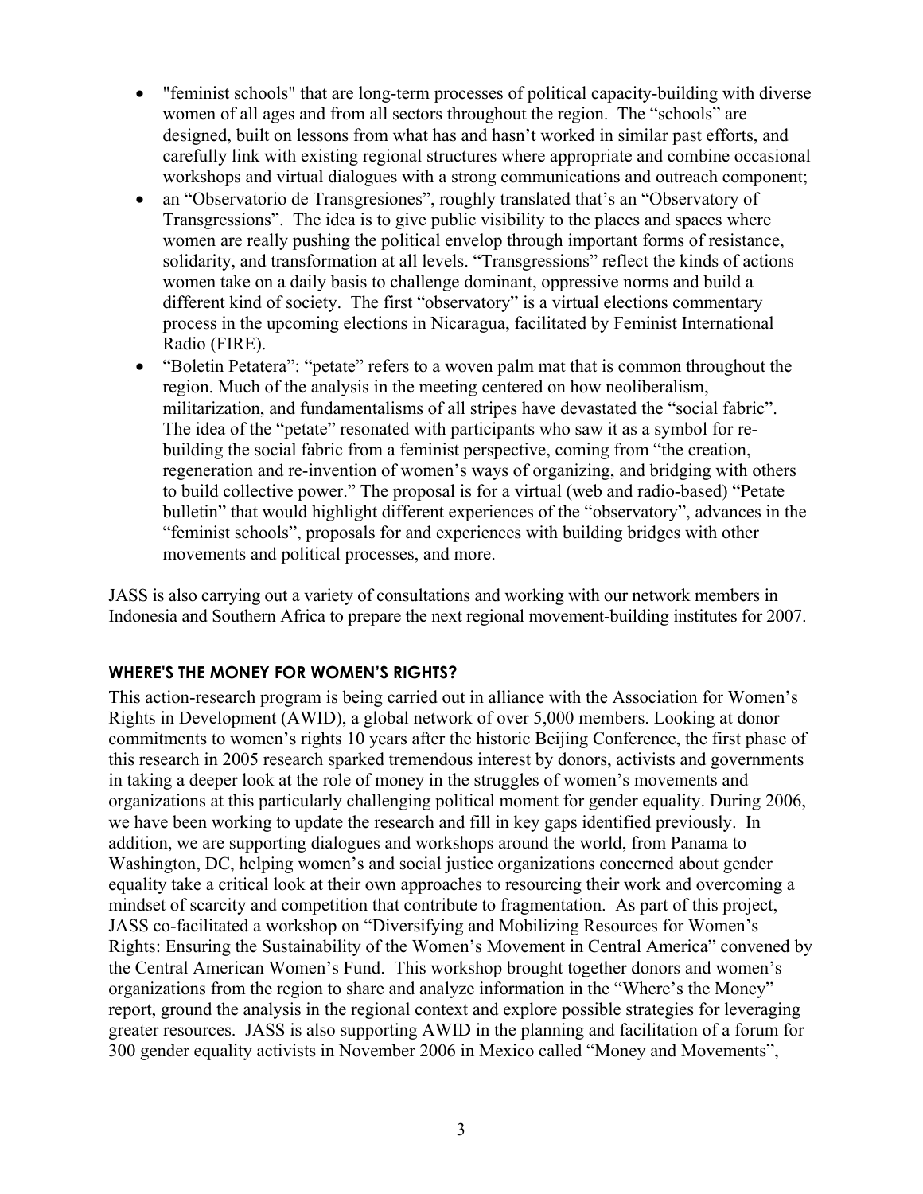- "feminist schools" that are long-term processes of political capacity-building with diverse women of all ages and from all sectors throughout the region. The "schools" are designed, built on lessons from what has and hasn't worked in similar past efforts, and carefully link with existing regional structures where appropriate and combine occasional workshops and virtual dialogues with a strong communications and outreach component;
- an "Observatorio de Transgresiones", roughly translated that's an "Observatory of Transgressions". The idea is to give public visibility to the places and spaces where women are really pushing the political envelop through important forms of resistance, solidarity, and transformation at all levels. "Transgressions" reflect the kinds of actions women take on a daily basis to challenge dominant, oppressive norms and build a different kind of society. The first "observatory" is a virtual elections commentary process in the upcoming elections in Nicaragua, facilitated by Feminist International Radio (FIRE).
- "Boletin Petatera": "petate" refers to a woven palm mat that is common throughout the region. Much of the analysis in the meeting centered on how neoliberalism, militarization, and fundamentalisms of all stripes have devastated the "social fabric". The idea of the "petate" resonated with participants who saw it as a symbol for re-building the social fabric from a feminist perspective, coming from "the creation, regeneration and re-invention of women's ways of organizing, and bridging with others to build collective power." The proposal is for a virtual (web and radio-based) "Petate bulletin" that would highlight different experiences of the "observatory", advances in the "feminist schools", proposals for and experiences with building bridges with other movements and political processes, and more.

JASS is also carrying out a variety of consultations and working with our network members in Indonesia and Southern Africa to prepare the next regional movement-building institutes for 2007.

## WHERE'S THE MONEY FOR WOMEN'S RIGHTS?

This action-research program is being carried out in alliance with the Association for Women's Rights in Development (AWID), a global network of over 5,000 members. Looking at donor commitments to women's rights 10 years after the historic Beijing Conference, the first phase of this research in 2005 research sparked tremendous interest by donors, activists and governments in taking a deeper look at the role of money in the struggles of women's movements and organizations at this particularly challenging political moment for gender equality. During 2006, we have been working to update the research and fill in key gaps identified previously. In addition, we are supporting dialogues and workshops around the world, from Panama to Washington, DC, helping women's and social justice organizations concerned about gender equality take a critical look at their own approaches to resourcing their work and overcoming a mindset of scarcity and competition that contribute to fragmentation. As part of this project, JASS co-facilitated a workshop on "Diversifying and Mobilizing Resources for Women's Rights: Ensuring the Sustainability of the Women's Movement in Central America" convened by the Central American Women's Fund. This workshop brought together donors and women's organizations from the region to share and analyze information in the "Where's the Money" report, ground the analysis in the regional context and explore possible strategies for leveraging greater resources. JASS is also supporting AWID in the planning and facilitation of a forum for 300 gender equality activists in November 2006 in Mexico called "Money and Movements",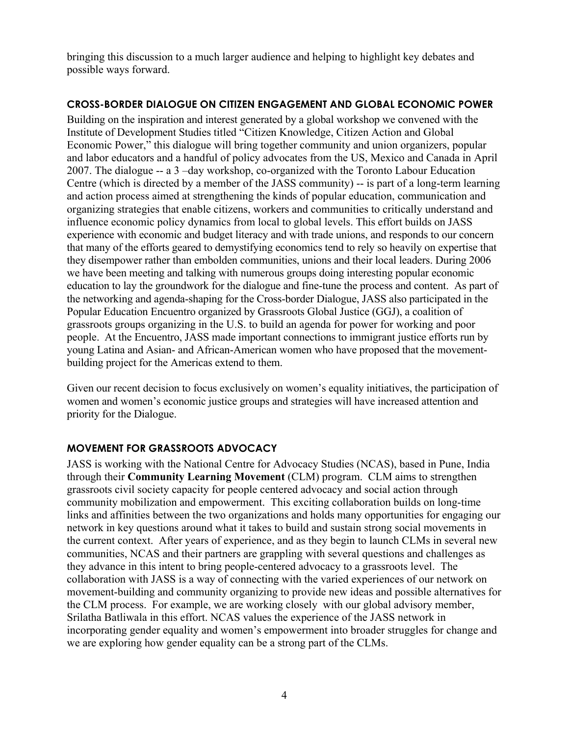bringing this discussion to a much larger audience and helping to highlight key debates and possible ways forward.

### CROSS-BORDER DIALOGUE ON CITIZEN ENGAGEMENT AND GLOBAL ECONOMIC POWER

Building on the inspiration and interest generated by a global workshop we convened with the Institute of Development Studies titled "Citizen Knowledge, Citizen Action and Global Economic Power," this dialogue will bring together community and union organizers, popular and labor educators and a handful of policy advocates from the US, Mexico and Canada in April 2007. The dialogue -- a 3 –day workshop, co-organized with the Toronto Labour Education Centre (which is directed by a member of the JASS community) -- is part of a long-term learning and action process aimed at strengthening the kinds of popular education, communication and organizing strategies that enable citizens, workers and communities to critically understand and influence economic policy dynamics from local to global levels. This effort builds on JASS experience with economic and budget literacy and with trade unions, and responds to our concern that many of the efforts geared to demystifying economics tend to rely so heavily on expertise that they disempower rather than embolden communities, unions and their local leaders. During 2006 we have been meeting and talking with numerous groups doing interesting popular economic education to lay the groundwork for the dialogue and fine-tune the process and content. As part of the networking and agenda-shaping for the Cross-border Dialogue, JASS also participated in the Popular Education Encuentro organized by Grassroots Global Justice (GGJ), a coalition of grassroots groups organizing in the U.S. to build an agenda for power for working and poor people. At the Encuentro, JASS made important connections to immigrant justice efforts run by young Latina and Asian- and African-American women who have proposed that the movement-building project for the Americas extend to them.

Given our recent decision to focus exclusively on women's equality initiatives, the participation of women and women's economic justice groups and strategies will have increased attention and priority for the Dialogue.

### MOVEMENT FOR GRASSROOTS ADVOCACY

JASS is working with the National Centre for Advocacy Studies (NCAS), based in Pune, India through their **Community Learning Movement** (CLM) program. CLM aims to strengthen grassroots civil society capacity for people centered advocacy and social action through community mobilization and empowerment. This exciting collaboration builds on long-time links and affinities between the two organizations and holds many opportunities for engaging our network in key questions around what it takes to build and sustain strong social movements in the current context. After years of experience, and as they begin to launch CLMs in several new communities, NCAS and their partners are grappling with several questions and challenges as they advance in this intent to bring people-centered advocacy to a grassroots level. The collaboration with JASS is a way of connecting with the varied experiences of our network on movement-building and community organizing to provide new ideas and possible alternatives for the CLM process. For example, we are working closely with our global advisory member, Srilatha Batliwala in this effort. NCAS values the experience of the JASS network in incorporating gender equality and women's empowerment into broader struggles for change and we are exploring how gender equality can be a strong part of the CLMs.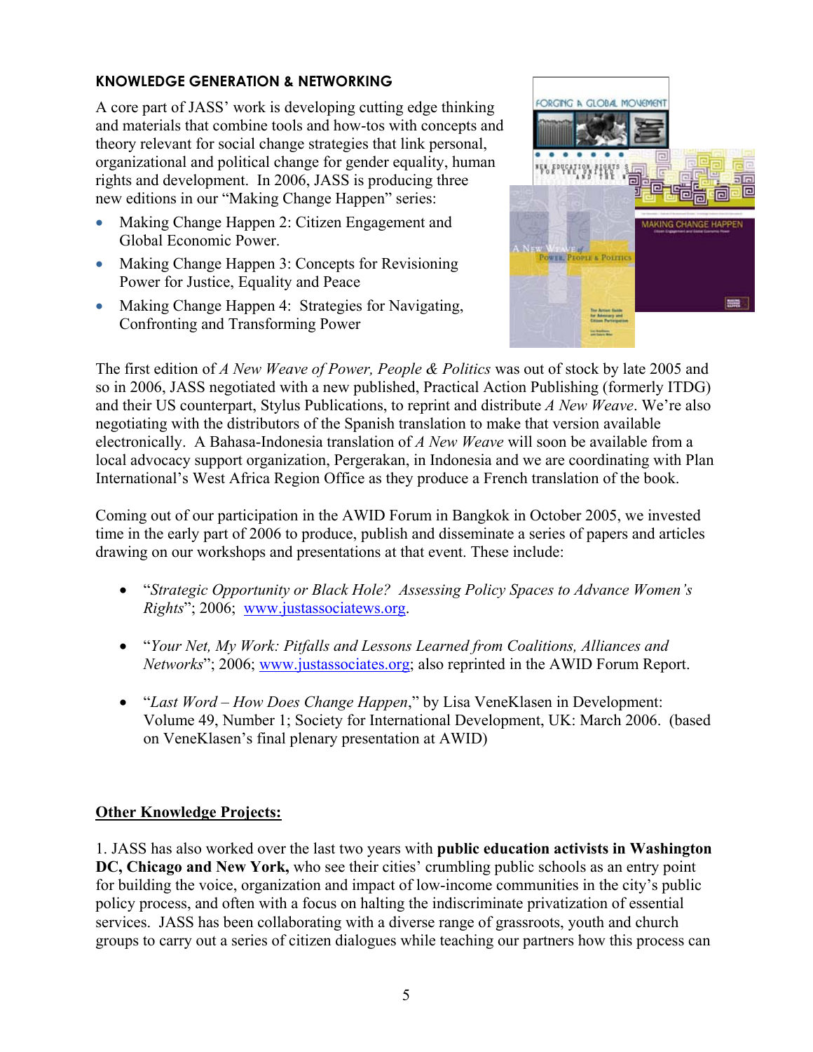## KNOWLEDGE GENERATION & NETWORKING

A core part of JASS' work is developing cutting edge thinking and materials that combine tools and how-tos with concepts and theory relevant for social change strategies that link personal, organizational and political change for gender equality, human rights and development. In 2006, JASS is producing three new editions in our "Making Change Happen" series:

- Making Change Happen 2: Citizen Engagement and Global Economic Power.
- Making Change Happen 3: Concepts for Revisioning Power for Justice, Equality and Peace
- Making Change Happen 4: Strategies for Navigating, Confronting and Transforming Power

The first edition of *A New Weave of Power, People & Politics* was out of stock by late 2005 and so in 2006, JASS negotiated with a new published, Practical Action Publishing (formerly ITDG) and their US counterpart, Stylus Publications, to reprint and distribute *A New Weave*. We're also negotiating with the distributors of the Spanish translation to make that version available electronically. A Bahasa-Indonesia translation of *A New Weave* will soon be available from a local advocacy support organization, Pergerakan, in Indonesia and we are coordinating with Plan International's West Africa Region Office as they produce a French translation of the book.

Coming out of our participation in the AWID Forum in Bangkok in October 2005, we invested time in the early part of 2006 to produce, publish and disseminate a series of papers and articles drawing on our workshops and presentations at that event. These include:

- "*Strategic Opportunity or Black Hole? Assessing Policy Spaces to Advance Women's Rights*"; 2006; www.justassociatews.org.
- "*Your Net, My Work: Pitfalls and Lessons Learned from Coalitions, Alliances and Networks*"; 2006; www.justassociates.org; also reprinted in the AWID Forum Report.
- "*Last Word – How Does Change Happen*," by Lisa VeneKlasen in Development: Volume 49, Number 1; Society for International Development, UK: March 2006. (based on VeneKlasen's final plenary presentation at AWID)

**Other Knowledge Projects:**

1. JASS has also worked over the last two years with **public education activists in Washington DC, Chicago and New York,** who see their cities' crumbling public schools as an entry point for building the voice, organization and impact of low-income communities in the city's public policy process, and often with a focus on halting the indiscriminate privatization of essential services. JASS has been collaborating with a diverse range of grassroots, youth and church groups to carry out a series of citizen dialogues while teaching our partners how this process can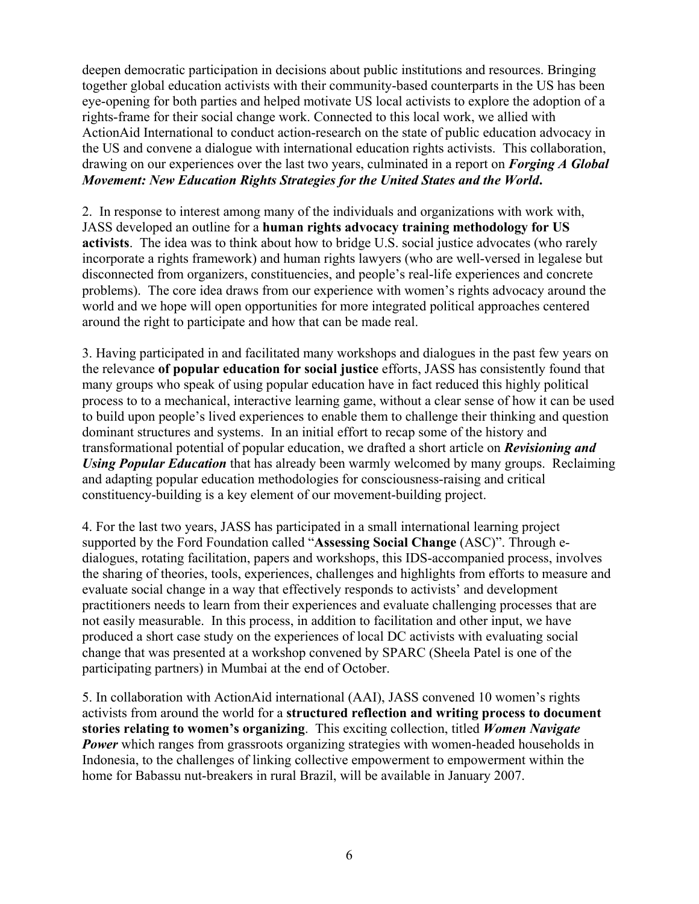deepen democratic participation in decisions about public institutions and resources. Bringing together global education activists with their community-based counterparts in the US has been eye-opening for both parties and helped motivate US local activists to explore the adoption of a rights-frame for their social change work. Connected to this local work, we allied with ActionAid International to conduct action-research on the state of public education advocacy in the US and convene a dialogue with international education rights activists. This collaboration, drawing on our experiences over the last two years, culminated in a report on ***Forging A Global Movement: New Education Rights Strategies for the United States and the World***.

2. In response to interest among many of the individuals and organizations with work with, JASS developed an outline for a **human rights advocacy training methodology for US activists**. The idea was to think about how to bridge U.S. social justice advocates (who rarely incorporate a rights framework) and human rights lawyers (who are well-versed in legalese but disconnected from organizers, constituencies, and people's real-life experiences and concrete problems). The core idea draws from our experience with women's rights advocacy around the world and we hope will open opportunities for more integrated political approaches centered around the right to participate and how that can be made real.

3. Having participated in and facilitated many workshops and dialogues in the past few years on the relevance **of popular education for social justice** efforts, JASS has consistently found that many groups who speak of using popular education have in fact reduced this highly political process to to a mechanical, interactive learning game, without a clear sense of how it can be used to build upon people's lived experiences to enable them to challenge their thinking and question dominant structures and systems. In an initial effort to recap some of the history and transformational potential of popular education, we drafted a short article on ***Revisioning and Using Popular Education*** that has already been warmly welcomed by many groups. Reclaiming and adapting popular education methodologies for consciousness-raising and critical constituency-building is a key element of our movement-building project.

4. For the last two years, JASS has participated in a small international learning project supported by the Ford Foundation called "**Assessing Social Change** (ASC)". Through e-dialogues, rotating facilitation, papers and workshops, this IDS-accompanied process, involves the sharing of theories, tools, experiences, challenges and highlights from efforts to measure and evaluate social change in a way that effectively responds to activists' and development practitioners needs to learn from their experiences and evaluate challenging processes that are not easily measurable. In this process, in addition to facilitation and other input, we have produced a short case study on the experiences of local DC activists with evaluating social change that was presented at a workshop convened by SPARC (Sheela Patel is one of the participating partners) in Mumbai at the end of October.

5. In collaboration with ActionAid international (AAI), JASS convened 10 women's rights activists from around the world for a **structured reflection and writing process to document stories relating to women's organizing**. This exciting collection, titled ***Women Navigate Power*** which ranges from grassroots organizing strategies with women-headed households in Indonesia, to the challenges of linking collective empowerment to empowerment within the home for Babassu nut-breakers in rural Brazil, will be available in January 2007.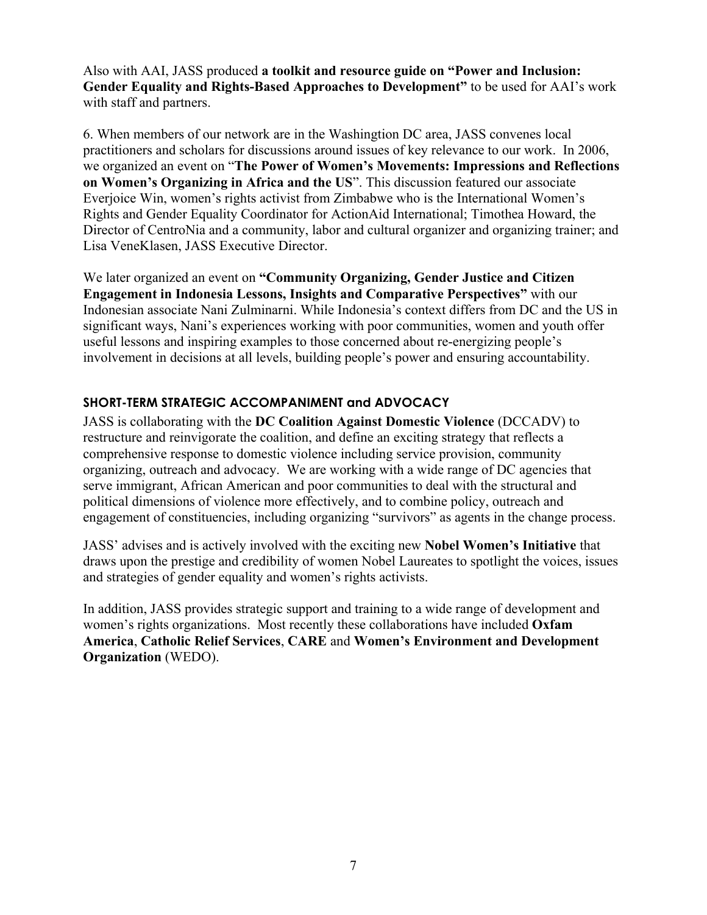Also with AAI, JASS produced **a toolkit and resource guide on "Power and Inclusion: Gender Equality and Rights-Based Approaches to Development"** to be used for AAI's work with staff and partners.

6. When members of our network are in the Washingtion DC area, JASS convenes local practitioners and scholars for discussions around issues of key relevance to our work. In 2006, we organized an event on "**The Power of Women's Movements: Impressions and Reflections on Women's Organizing in Africa and the US**". This discussion featured our associate Everjoice Win, women's rights activist from Zimbabwe who is the International Women's Rights and Gender Equality Coordinator for ActionAid International; Timothea Howard, the Director of CentroNia and a community, labor and cultural organizer and organizing trainer; and Lisa VeneKlasen, JASS Executive Director.

We later organized an event on **"Community Organizing, Gender Justice and Citizen Engagement in Indonesia Lessons, Insights and Comparative Perspectives"** with our Indonesian associate Nani Zulminarni. While Indonesia's context differs from DC and the US in significant ways, Nani's experiences working with poor communities, women and youth offer useful lessons and inspiring examples to those concerned about re-energizing people's involvement in decisions at all levels, building people's power and ensuring accountability.

### SHORT-TERM STRATEGIC ACCOMPANIMENT and ADVOCACY

JASS is collaborating with the **DC Coalition Against Domestic Violence** (DCCADV) to restructure and reinvigorate the coalition, and define an exciting strategy that reflects a comprehensive response to domestic violence including service provision, community organizing, outreach and advocacy. We are working with a wide range of DC agencies that serve immigrant, African American and poor communities to deal with the structural and political dimensions of violence more effectively, and to combine policy, outreach and engagement of constituencies, including organizing "survivors" as agents in the change process.

JASS' advises and is actively involved with the exciting new **Nobel Women's Initiative** that draws upon the prestige and credibility of women Nobel Laureates to spotlight the voices, issues and strategies of gender equality and women's rights activists.

In addition, JASS provides strategic support and training to a wide range of development and women's rights organizations. Most recently these collaborations have included **Oxfam America**, **Catholic Relief Services**, **CARE** and **Women's Environment and Development Organization** (WEDO).